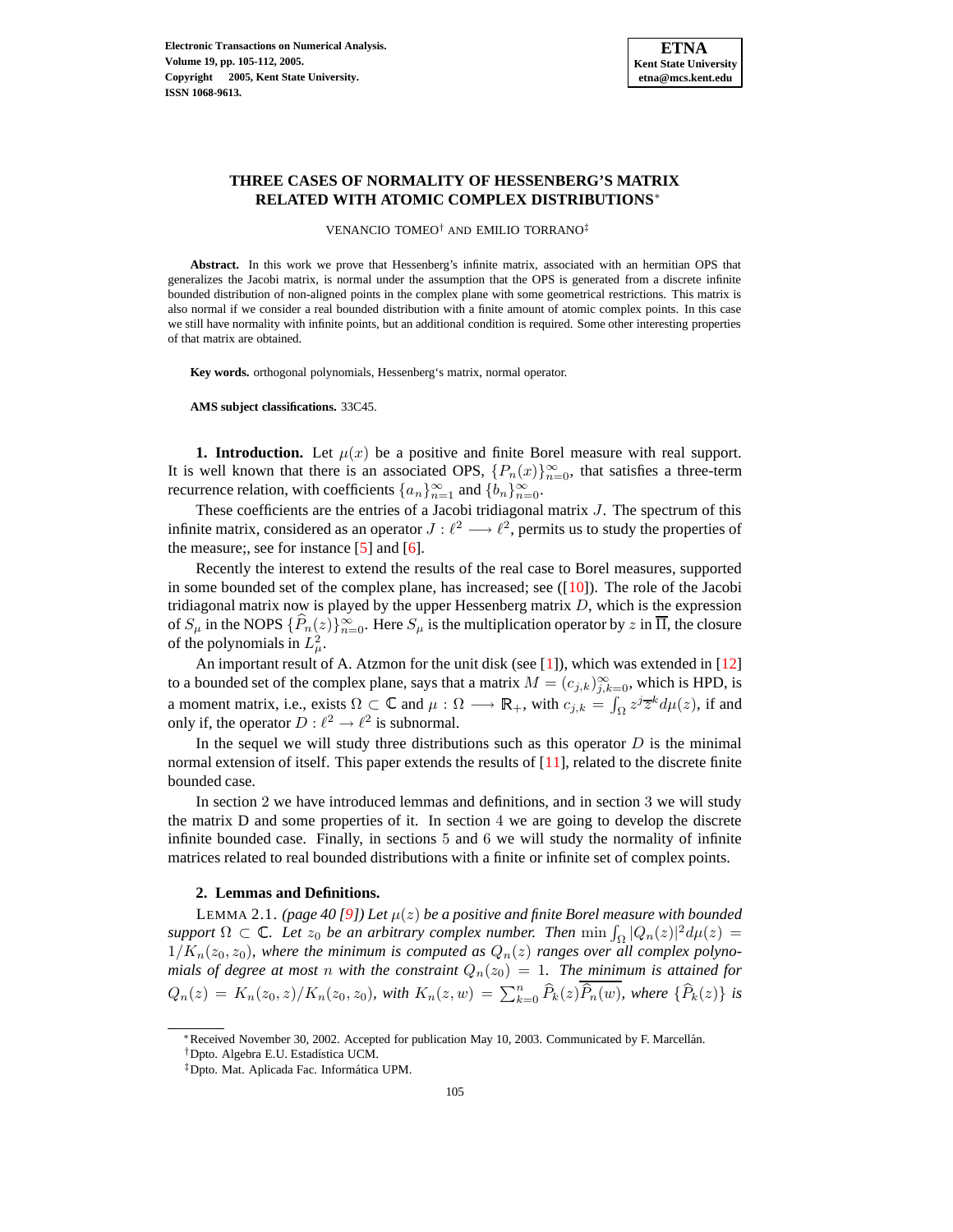# THREE CASES OF NORMALITY OF HESSENBERG'S MATRIX RELATED WITH ATOMIC COMPLEX DISTRIBUTIONS*

VENANCIO TOMEO† AND EMILIO TORRANO‡

**Abstract.** In this work we prove that Hessenberg's infinite matrix, associated with an hermitian OPS that generalizes the Jacobi matrix, is normal under the assumption that the OPS is generated from a discrete infinite bounded distribution of non-aligned points in the complex plane with some geometrical restrictions. This matrix is also normal if we consider a real bounded distribution with a finite amount of atomic complex points. In this case we still have normality with infinite points, but an additional condition is required. Some other interesting properties of that matrix are obtained.

**Key words.** orthogonal polynomials, Hessenberg's matrix, normal operator.

**AMS subject classifications.** 33C45.

**1. Introduction.** Let $\mu(x)$ be a positive and finite Borel measure with real support. It is well known that there is an associated OPS, $\{P_n(x)\}_{n=0}^{\infty}$, that satisfies a three-term recurrence relation, with coefficients $\{a_n\}_{n=1}^{\infty}$ and $\{b_n\}_{n=0}^{\infty}$.

These coefficients are the entries of a Jacobi tridiagonal matrix $J$. The spectrum of this infinite matrix, considered as an operator $J : \ell^2 \longrightarrow \ell^2$, permits us to study the properties of the measure;, see for instance [5] and [6].

Recently the interest to extend the results of the real case to Borel measures, supported in some bounded set of the complex plane, has increased; see ([10]). The role of the Jacobi tridiagonal matrix now is played by the upper Hessenberg matrix $D$, which is the expression of $S_\mu$ in the NOPS $\{\widehat{P}_n(z)\}_{n=0}^{\infty}$. Here $S_\mu$ is the multiplication operator by $z$ in $\overline{\Pi}$, the closure of the polynomials in $L^2_\mu$.

An important result of A. Atzmon for the unit disk (see [1]), which was extended in [12] to a bounded set of the complex plane, says that a matrix $M = (c_{j,k})_{j,k=0}^{\infty}$, which is HPD, is a moment matrix, i.e., exists $\Omega \subset \mathbb{C}$ and $\mu : \Omega \longrightarrow \mathbb{R}_+$, with $c_{j,k} = \int_\Omega z^j \overline{z}^k d\mu(z)$, if and only if, the operator $D : \ell^2 \to \ell^2$ is subnormal.

In the sequel we will study three distributions such as this operator $D$ is the minimal normal extension of itself. This paper extends the results of [11], related to the discrete finite bounded case.

In section 2 we have introduced lemmas and definitions, and in section 3 we will study the matrix D and some properties of it. In section 4 we are going to develop the discrete infinite bounded case. Finally, in sections 5 and 6 we will study the normality of infinite matrices related to real bounded distributions with a finite or infinite set of complex points.

**2. Lemmas and Definitions.**

LEMMA 2.1. *(page 40 [9]) Let $\mu(z)$ be a positive and finite Borel measure with bounded support $\Omega \subset \mathbb{C}$. Let $z_0$ be an arbitrary complex number. Then $\min \int_\Omega |Q_n(z)|^2 d\mu(z) = 1/K_n(z_0, z_0)$, where the minimum is computed as $Q_n(z)$ ranges over all complex polynomials of degree at most $n$ with the constraint $Q_n(z_0) = 1$. The minimum is attained for $Q_n(z) = K_n(z_0, z)/K_n(z_0, z_0)$, with $K_n(z, w) = \sum_{k=0}^{n} \widehat{P}_k(z)\overline{\widehat{P}_n(w)}$, where $\{\widehat{P}_k(z)\}$ is*

---

*Received November 30, 2002. Accepted for publication May 10, 2003. Communicated by F. Marcellán.

†Dpto. Algebra E.U. Estadística UCM.

‡Dpto. Mat. Aplicada Fac. Informática UPM.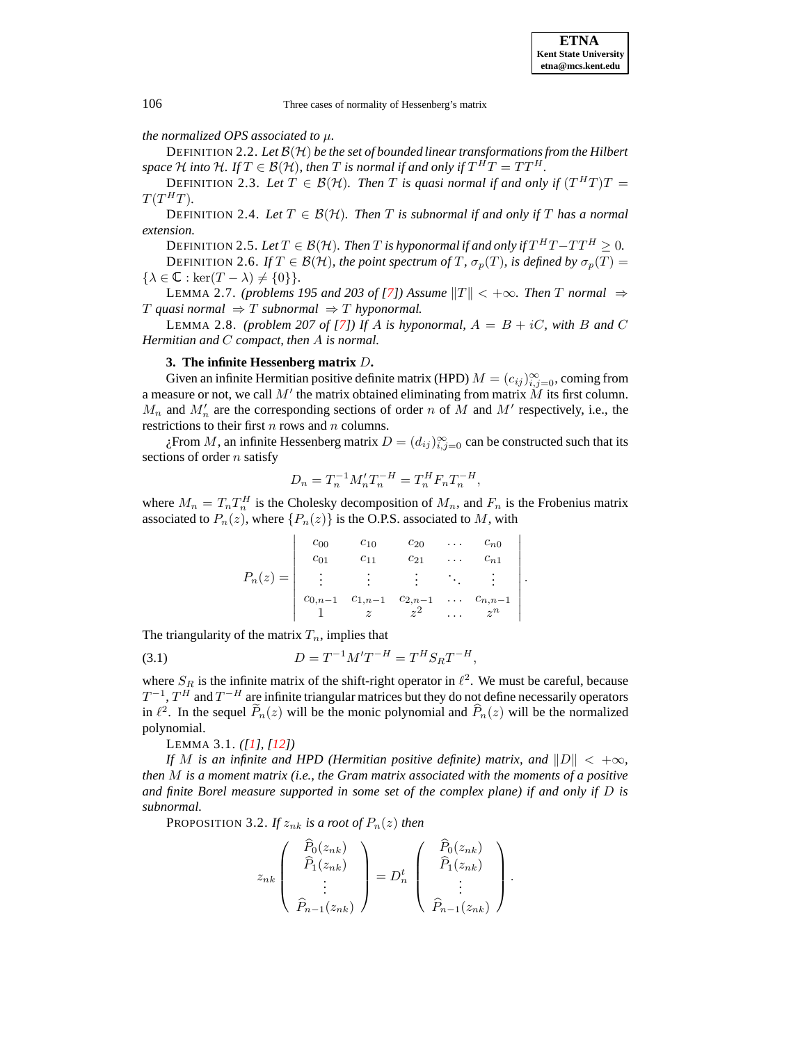*the normalized OPS associated to $\mu$.*

DEFINITION 2.2. *Let $\mathcal{B}(\mathcal{H})$ be the set of bounded linear transformations from the Hilbert space $\mathcal{H}$ into $\mathcal{H}$. If $T \in \mathcal{B}(\mathcal{H})$, then $T$ is normal if and only if $T^HT = TT^H$.*

DEFINITION 2.3. *Let $T \in \mathcal{B}(\mathcal{H})$. Then $T$ is quasi normal if and only if $(T^HT)T = T(T^HT)$.*

DEFINITION 2.4. *Let $T \in \mathcal{B}(\mathcal{H})$. Then $T$ is subnormal if and only if $T$ has a normal extension.*

DEFINITION 2.5. *Let $T \in \mathcal{B}(\mathcal{H})$. Then $T$ is hyponormal if and only if $T^HT - TT^H \geq 0$.*

DEFINITION 2.6. *If $T \in \mathcal{B}(\mathcal{H})$, the point spectrum of $T$, $\sigma_p(T)$, is defined by $\sigma_p(T) = \{\lambda \in \mathbb{C} : \ker(T - \lambda) \neq \{0\}\}$.*

LEMMA 2.7. *(problems 195 and 203 of [7]) Assume $\|T\| < +\infty$. Then $T$ normal $\Rightarrow$ $T$ quasi normal $\Rightarrow$ $T$ subnormal $\Rightarrow$ $T$ hyponormal.*

LEMMA 2.8. *(problem 207 of [7]) If $A$ is hyponormal, $A = B + iC$, with $B$ and $C$ Hermitian and $C$ compact, then $A$ is normal.*

## 3. The infinite Hessenberg matrix $D$.

Given an infinite Hermitian positive definite matrix (HPD) $M = (c_{ij})_{i,j=0}^{\infty}$, coming from a measure or not, we call $M'$ the matrix obtained eliminating from matrix $M$ its first column. $M_n$ and $M'_n$ are the corresponding sections of order $n$ of $M$ and $M'$ respectively, i.e., the restrictions to their first $n$ rows and $n$ columns.

¿From $M$, an infinite Hessenberg matrix $D = (d_{ij})_{i,j=0}^{\infty}$ can be constructed such that its sections of order $n$ satisfy

$$D_n = T_n^{-1} M'_n T_n^{-H} = T_n^H F_n T_n^{-H},$$

where $M_n = T_n T_n^H$ is the Cholesky decomposition of $M_n$, and $F_n$ is the Frobenius matrix associated to $P_n(z)$, where $\{P_n(z)\}$ is the O.P.S. associated to $M$, with

$$P_n(z) = \begin{vmatrix} c_{00} & c_{10} & c_{20} & \dots & c_{n0} \\ c_{01} & c_{11} & c_{21} & \dots & c_{n1} \\ \vdots & \vdots & \vdots & \ddots & \vdots \\ c_{0,n-1} & c_{1,n-1} & c_{2,n-1} & \dots & c_{n,n-1} \\ 1 & z & z^2 & \dots & z^n \end{vmatrix}.$$

The triangularity of the matrix $T_n$, implies that

$$D = T^{-1} M' T^{-H} = T^H S_R T^{-H}, \tag{3.1}$$

where $S_R$ is the infinite matrix of the shift-right operator in $\ell^2$. We must be careful, because $T^{-1}$, $T^H$ and $T^{-H}$ are infinite triangular matrices but they do not define necessarily operators in $\ell^2$. In the sequel $\widetilde{P}_n(z)$ will be the monic polynomial and $\widehat{P}_n(z)$ will be the normalized polynomial.

LEMMA 3.1. *([1], [12])*

*If $M$ is an infinite and HPD (Hermitian positive definite) matrix, and $\|D\| < +\infty$, then $M$ is a moment matrix (i.e., the Gram matrix associated with the moments of a positive and finite Borel measure supported in some set of the complex plane) if and only if $D$ is subnormal.*

PROPOSITION 3.2. *If $z_{nk}$ is a root of $P_n(z)$ then*

$$z_{nk} \begin{pmatrix} \widehat{P}_0(z_{nk}) \\ \widehat{P}_1(z_{nk}) \\ \vdots \\ \widehat{P}_{n-1}(z_{nk}) \end{pmatrix} = D_n^t \begin{pmatrix} \widehat{P}_0(z_{nk}) \\ \widehat{P}_1(z_{nk}) \\ \vdots \\ \widehat{P}_{n-1}(z_{nk}) \end{pmatrix}.$$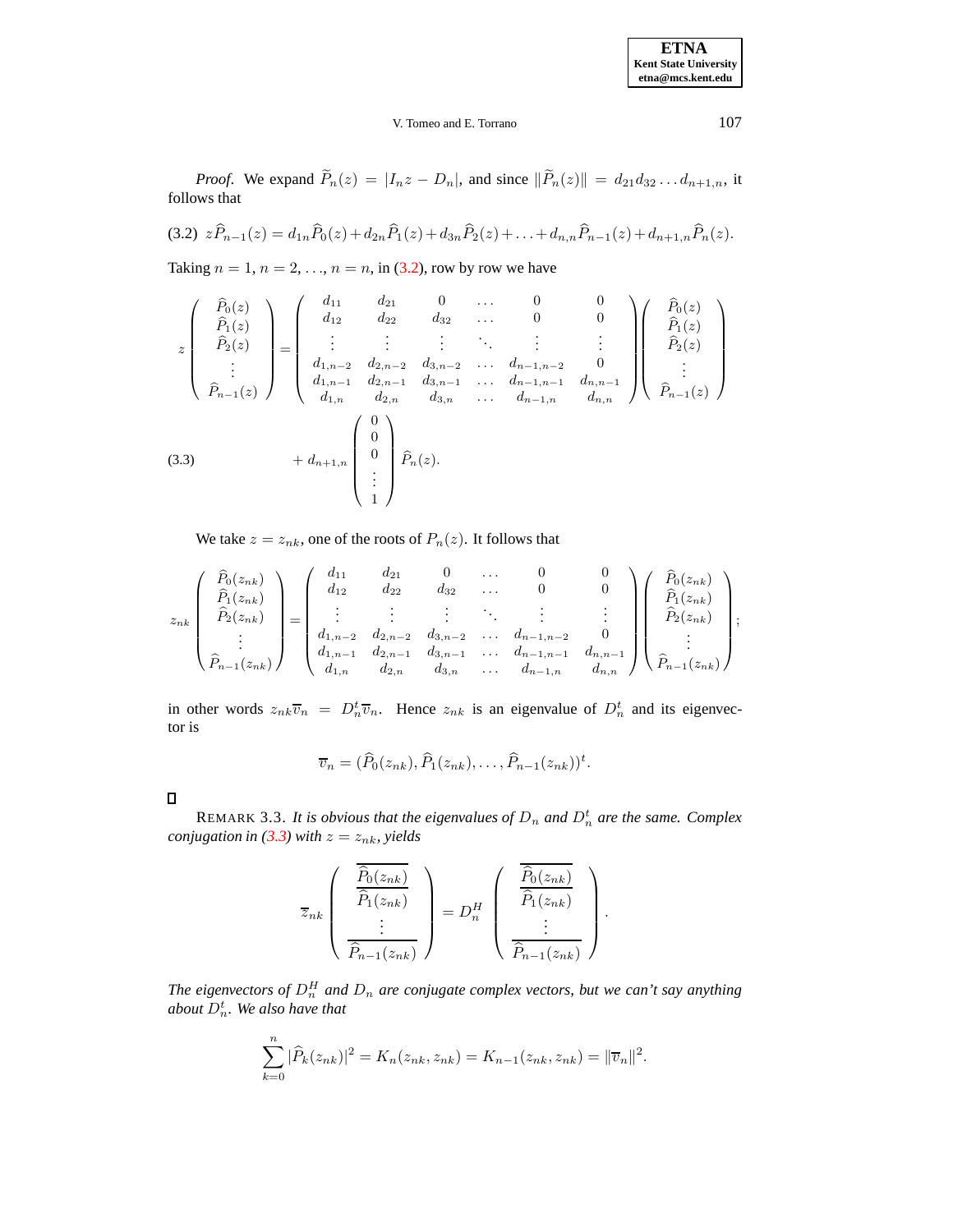*Proof.* We expand $\widetilde{P}_n(z) = |I_n z - D_n|$, and since $\|\widetilde{P}_n(z)\| = d_{21}d_{32}\ldots d_{n+1,n}$, it follows that

$$z\widehat{P}_{n-1}(z) = d_{1n}\widehat{P}_0(z) + d_{2n}\widehat{P}_1(z) + d_{3n}\widehat{P}_2(z) + \ldots + d_{n,n}\widehat{P}_{n-1}(z) + d_{n+1,n}\widehat{P}_n(z). \tag{3.2}$$

Taking $n = 1$, $n = 2$, …, $n = n$, in (3.2), row by row we have

$$z\begin{pmatrix} \widehat{P}_0(z) \\ \widehat{P}_1(z) \\ \widehat{P}_2(z) \\ \vdots \\ \widehat{P}_{n-1}(z) \end{pmatrix} = \begin{pmatrix} d_{11} & d_{21} & 0 & \ldots & 0 & 0 \\ d_{12} & d_{22} & d_{32} & \ldots & 0 & 0 \\ \vdots & \vdots & \vdots & \ddots & \vdots & \vdots \\ d_{1,n-2} & d_{2,n-2} & d_{3,n-2} & \ldots & d_{n-1,n-2} & 0 \\ d_{1,n-1} & d_{2,n-1} & d_{3,n-1} & \ldots & d_{n-1,n-1} & d_{n,n-1} \\ d_{1,n} & d_{2,n} & d_{3,n} & \ldots & d_{n-1,n} & d_{n,n} \end{pmatrix}\begin{pmatrix} \widehat{P}_0(z) \\ \widehat{P}_1(z) \\ \widehat{P}_2(z) \\ \vdots \\ \widehat{P}_{n-1}(z) \end{pmatrix}$$

$$+ \, d_{n+1,n}\begin{pmatrix} 0 \\ 0 \\ 0 \\ \vdots \\ 1 \end{pmatrix}\widehat{P}_n(z). \tag{3.3}$$

We take $z = z_{nk}$, one of the roots of $P_n(z)$. It follows that

$$z_{nk}\begin{pmatrix} \widehat{P}_0(z_{nk}) \\ \widehat{P}_1(z_{nk}) \\ \widehat{P}_2(z_{nk}) \\ \vdots \\ \widehat{P}_{n-1}(z_{nk}) \end{pmatrix} = \begin{pmatrix} d_{11} & d_{21} & 0 & \ldots & 0 & 0 \\ d_{12} & d_{22} & d_{32} & \ldots & 0 & 0 \\ \vdots & \vdots & \vdots & \ddots & \vdots & \vdots \\ d_{1,n-2} & d_{2,n-2} & d_{3,n-2} & \ldots & d_{n-1,n-2} & 0 \\ d_{1,n-1} & d_{2,n-1} & d_{3,n-1} & \ldots & d_{n-1,n-1} & d_{n,n-1} \\ d_{1,n} & d_{2,n} & d_{3,n} & \ldots & d_{n-1,n} & d_{n,n} \end{pmatrix}\begin{pmatrix} \widehat{P}_0(z_{nk}) \\ \widehat{P}_1(z_{nk}) \\ \widehat{P}_2(z_{nk}) \\ \vdots \\ \widehat{P}_{n-1}(z_{nk}) \end{pmatrix};$$

in other words $z_{nk}\overline{v}_n = D_n^t\overline{v}_n$. Hence $z_{nk}$ is an eigenvalue of $D_n^t$ and its eigenvector is

$$\overline{v}_n = (\widehat{P}_0(z_{nk}), \widehat{P}_1(z_{nk}), \ldots, \widehat{P}_{n-1}(z_{nk}))^t.$$

□

REMARK 3.3. *It is obvious that the eigenvalues of $D_n$ and $D_n^t$ are the same. Complex conjugation in (3.3) with $z = z_{nk}$, yields*

$$\overline{z}_{nk}\begin{pmatrix} \overline{\widehat{P}_0(z_{nk})} \\ \overline{\widehat{P}_1(z_{nk})} \\ \vdots \\ \overline{\widehat{P}_{n-1}(z_{nk})} \end{pmatrix} = D_n^H\begin{pmatrix} \overline{\widehat{P}_0(z_{nk})} \\ \overline{\widehat{P}_1(z_{nk})} \\ \vdots \\ \overline{\widehat{P}_{n-1}(z_{nk})} \end{pmatrix}.$$

*The eigenvectors of $D_n^H$ and $D_n$ are conjugate complex vectors, but we can't say anything about $D_n^t$. We also have that*

$$\sum_{k=0}^{n}|\widehat{P}_k(z_{nk})|^2 = K_n(z_{nk}, z_{nk}) = K_{n-1}(z_{nk}, z_{nk}) = \|\overline{v}_n\|^2.$$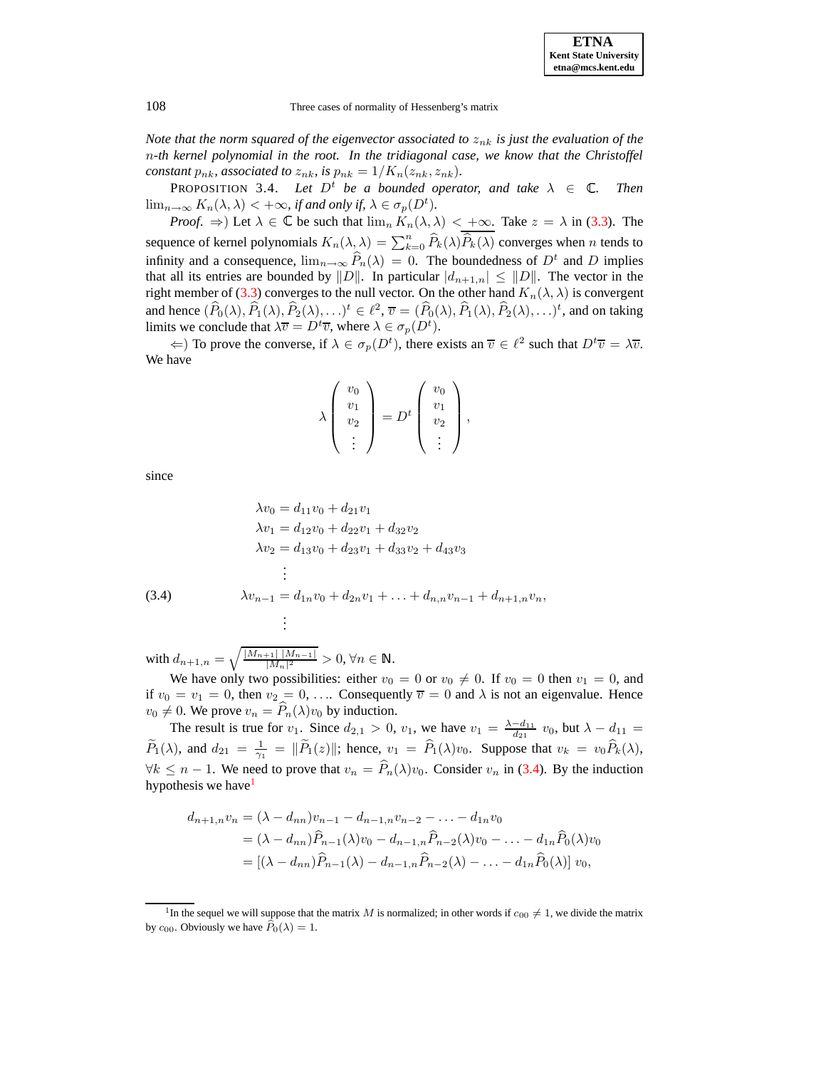*Note that the norm squared of the eigenvector associated to $z_{nk}$ is just the evaluation of the $n$-th kernel polynomial in the root. In the tridiagonal case, we know that the Christoffel constant $p_{nk}$, associated to $z_{nk}$, is $p_{nk} = 1/K_n(z_{nk}, z_{nk})$.*

PROPOSITION 3.4. *Let $D^t$ be a bounded operator, and take $\lambda \in \mathbb{C}$. Then $\lim_{n\to\infty} K_n(\lambda, \lambda) < +\infty$, if and only if, $\lambda \in \sigma_p(D^t)$.*

*Proof.* $\Rightarrow$) Let $\lambda \in \mathbb{C}$ be such that $\lim_n K_n(\lambda, \lambda) < +\infty$. Take $z = \lambda$ in (3.3). The sequence of kernel polynomials $K_n(\lambda, \lambda) = \sum_{k=0}^{n} \widehat{P}_k(\lambda)\overline{\widehat{P}_k(\lambda)}$ converges when $n$ tends to infinity and a consequence, $\lim_{n\to\infty} \widehat{P}_n(\lambda) = 0$. The boundedness of $D^t$ and $D$ implies that all its entries are bounded by $\|D\|$. In particular $|d_{n+1,n}| \leq \|D\|$. The vector in the right member of (3.3) converges to the null vector. On the other hand $K_n(\lambda, \lambda)$ is convergent and hence $(\widehat{P}_0(\lambda), \widehat{P}_1(\lambda), \widehat{P}_2(\lambda), \ldots)^t \in \ell^2$, $\overline{v} = (\widehat{P}_0(\lambda), \widehat{P}_1(\lambda), \widehat{P}_2(\lambda), \ldots)^t$, and on taking limits we conclude that $\lambda\overline{v} = D^t\overline{v}$, where $\lambda \in \sigma_p(D^t)$.

$\Leftarrow$) To prove the converse, if $\lambda \in \sigma_p(D^t)$, there exists an $\overline{v} \in \ell^2$ such that $D^t\overline{v} = \lambda\overline{v}$. We have

$$\lambda \begin{pmatrix} v_0 \\ v_1 \\ v_2 \\ \vdots \end{pmatrix} = D^t \begin{pmatrix} v_0 \\ v_1 \\ v_2 \\ \vdots \end{pmatrix},$$

since

$$
\begin{aligned}
\lambda v_0 &= d_{11}v_0 + d_{21}v_1 \\
\lambda v_1 &= d_{12}v_0 + d_{22}v_1 + d_{32}v_2 \\
\lambda v_2 &= d_{13}v_0 + d_{23}v_1 + d_{33}v_2 + d_{43}v_3 \\
&\;\;\vdots \\
\lambda v_{n-1} &= d_{1n}v_0 + d_{2n}v_1 + \ldots + d_{n,n}v_{n-1} + d_{n+1,n}v_n, \\
&\;\;\vdots
\end{aligned}
\tag{3.4}
$$

with $d_{n+1,n} = \sqrt{\frac{|M_{n+1}|\,|M_{n-1}|}{|M_n|^2}} > 0$, $\forall n \in \mathbb{N}$.

We have only two possibilities: either $v_0 = 0$ or $v_0 \neq 0$. If $v_0 = 0$ then $v_1 = 0$, and if $v_0 = v_1 = 0$, then $v_2 = 0, \ldots$. Consequently $\overline{v} = 0$ and $\lambda$ is not an eigenvalue. Hence $v_0 \neq 0$. We prove $v_n = \widehat{P}_n(\lambda)v_0$ by induction.

The result is true for $v_1$. Since $d_{2,1} > 0$, $v_1$, we have $v_1 = \frac{\lambda - d_{11}}{d_{21}}\, v_0$, but $\lambda - d_{11} = \widetilde{P}_1(\lambda)$, and $d_{21} = \frac{1}{\gamma_1} = \|\widetilde{P}_1(z)\|$; hence, $v_1 = \widehat{P}_1(\lambda)v_0$. Suppose that $v_k = v_0\widehat{P}_k(\lambda)$, $\forall k \leq n-1$. We need to prove that $v_n = \widehat{P}_n(\lambda)v_0$. Consider $v_n$ in (3.4). By the induction hypothesis we have[1]

$$
\begin{aligned}
d_{n+1,n}v_n &= (\lambda - d_{nn})v_{n-1} - d_{n-1,n}v_{n-2} - \ldots - d_{1n}v_0 \\
&= (\lambda - d_{nn})\widehat{P}_{n-1}(\lambda)v_0 - d_{n-1,n}\widehat{P}_{n-2}(\lambda)v_0 - \ldots - d_{1n}\widehat{P}_0(\lambda)v_0 \\
&= \left[(\lambda - d_{nn})\widehat{P}_{n-1}(\lambda) - d_{n-1,n}\widehat{P}_{n-2}(\lambda) - \ldots - d_{1n}\widehat{P}_0(\lambda)\right] v_0,
\end{aligned}
$$

---

[1] In the sequel we will suppose that the matrix $M$ is normalized; in other words if $c_{00} \neq 1$, we divide the matrix by $c_{00}$. Obviously we have $\widehat{P}_0(\lambda) = 1$.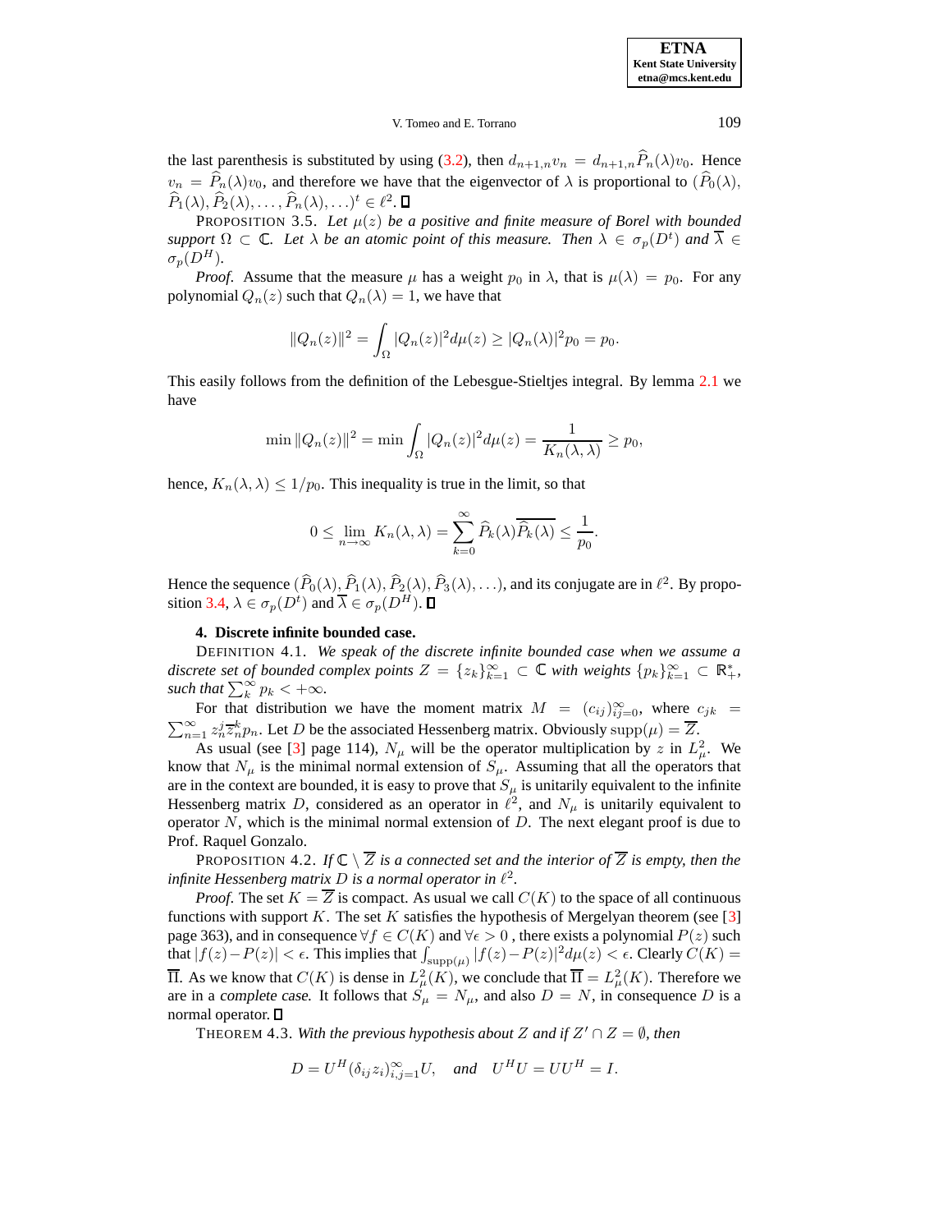the last parenthesis is substituted by using (3.2), then $d_{n+1,n}v_n = d_{n+1,n}\widehat{P}_n(\lambda)v_0$. Hence $v_n = \widehat{P}_n(\lambda)v_0$, and therefore we have that the eigenvector of $\lambda$ is proportional to $(\widehat{P}_0(\lambda), \widehat{P}_1(\lambda), \widehat{P}_2(\lambda), \ldots, \widehat{P}_n(\lambda), \ldots)^t \in \ell^2$. ∎

PROPOSITION 3.5. *Let $\mu(z)$ be a positive and finite measure of Borel with bounded support $\Omega \subset \mathbb{C}$. Let $\lambda$ be an atomic point of this measure. Then $\lambda \in \sigma_p(D^t)$ and $\overline{\lambda} \in \sigma_p(D^H)$.*

*Proof.* Assume that the measure $\mu$ has a weight $p_0$ in $\lambda$, that is $\mu(\lambda) = p_0$. For any polynomial $Q_n(z)$ such that $Q_n(\lambda) = 1$, we have that

$$\|Q_n(z)\|^2 = \int_\Omega |Q_n(z)|^2 d\mu(z) \geq |Q_n(\lambda)|^2 p_0 = p_0.$$

This easily follows from the definition of the Lebesgue-Stieltjes integral. By lemma 2.1 we have

$$\min \|Q_n(z)\|^2 = \min \int_\Omega |Q_n(z)|^2 d\mu(z) = \frac{1}{K_n(\lambda, \lambda)} \geq p_0,$$

hence, $K_n(\lambda, \lambda) \leq 1/p_0$. This inequality is true in the limit, so that

$$0 \leq \lim_{n\to\infty} K_n(\lambda, \lambda) = \sum_{k=0}^{\infty} \widehat{P}_k(\lambda)\overline{\widehat{P}_k(\lambda)} \leq \frac{1}{p_0}.$$

Hence the sequence $(\widehat{P}_0(\lambda), \widehat{P}_1(\lambda), \widehat{P}_2(\lambda), \widehat{P}_3(\lambda), \ldots)$, and its conjugate are in $\ell^2$. By proposition 3.4, $\lambda \in \sigma_p(D^t)$ and $\overline{\lambda} \in \sigma_p(D^H)$. ∎

## 4. Discrete infinite bounded case.

DEFINITION 4.1. *We speak of the discrete infinite bounded case when we assume a discrete set of bounded complex points $Z = \{z_k\}_{k=1}^{\infty} \subset \mathbb{C}$ with weights $\{p_k\}_{k=1}^{\infty} \subset \mathbb{R}_+^*$, such that $\sum_k^{\infty} p_k < +\infty$.*

For that distribution we have the moment matrix $M = (c_{ij})_{ij=0}^{\infty}$, where $c_{jk} = \sum_{n=1}^{\infty} z_n^j \overline{z}_n^k p_n$. Let $D$ be the associated Hessenberg matrix. Obviously $\text{supp}(\mu) = \overline{Z}$.

As usual (see [3] page 114), $N_\mu$ will be the operator multiplication by $z$ in $L_\mu^2$. We know that $N_\mu$ is the minimal normal extension of $S_\mu$. Assuming that all the operators that are in the context are bounded, it is easy to prove that $S_\mu$ is unitarily equivalent to the infinite Hessenberg matrix $D$, considered as an operator in $\ell^2$, and $N_\mu$ is unitarily equivalent to operator $N$, which is the minimal normal extension of $D$. The next elegant proof is due to Prof. Raquel Gonzalo.

PROPOSITION 4.2. *If $\mathbb{C} \setminus \overline{Z}$ is a connected set and the interior of $\overline{Z}$ is empty, then the infinite Hessenberg matrix $D$ is a normal operator in $\ell^2$.*

*Proof.* The set $K = \overline{Z}$ is compact. As usual we call $C(K)$ to the space of all continuous functions with support $K$. The set $K$ satisfies the hypothesis of Mergelyan theorem (see [3] page 363), and in consequence $\forall f \in C(K)$ and $\forall \epsilon > 0$ , there exists a polynomial $P(z)$ such that $|f(z) - P(z)| < \epsilon$. This implies that $\int_{\text{supp}(\mu)} |f(z) - P(z)|^2 d\mu(z) < \epsilon$. Clearly $C(K) = \overline{\Pi}$. As we know that $C(K)$ is dense in $L_\mu^2(K)$, we conclude that $\overline{\Pi} = L_\mu^2(K)$. Therefore we are in a *complete case*. It follows that $S_\mu = N_\mu$, and also $D = N$, in consequence $D$ is a normal operator. ∎

THEOREM 4.3. *With the previous hypothesis about $Z$ and if $Z' \cap Z = \emptyset$, then*

$$D = U^H(\delta_{ij}z_i)_{i,j=1}^{\infty}U, \quad \textit{and} \quad U^H U = UU^H = I.$$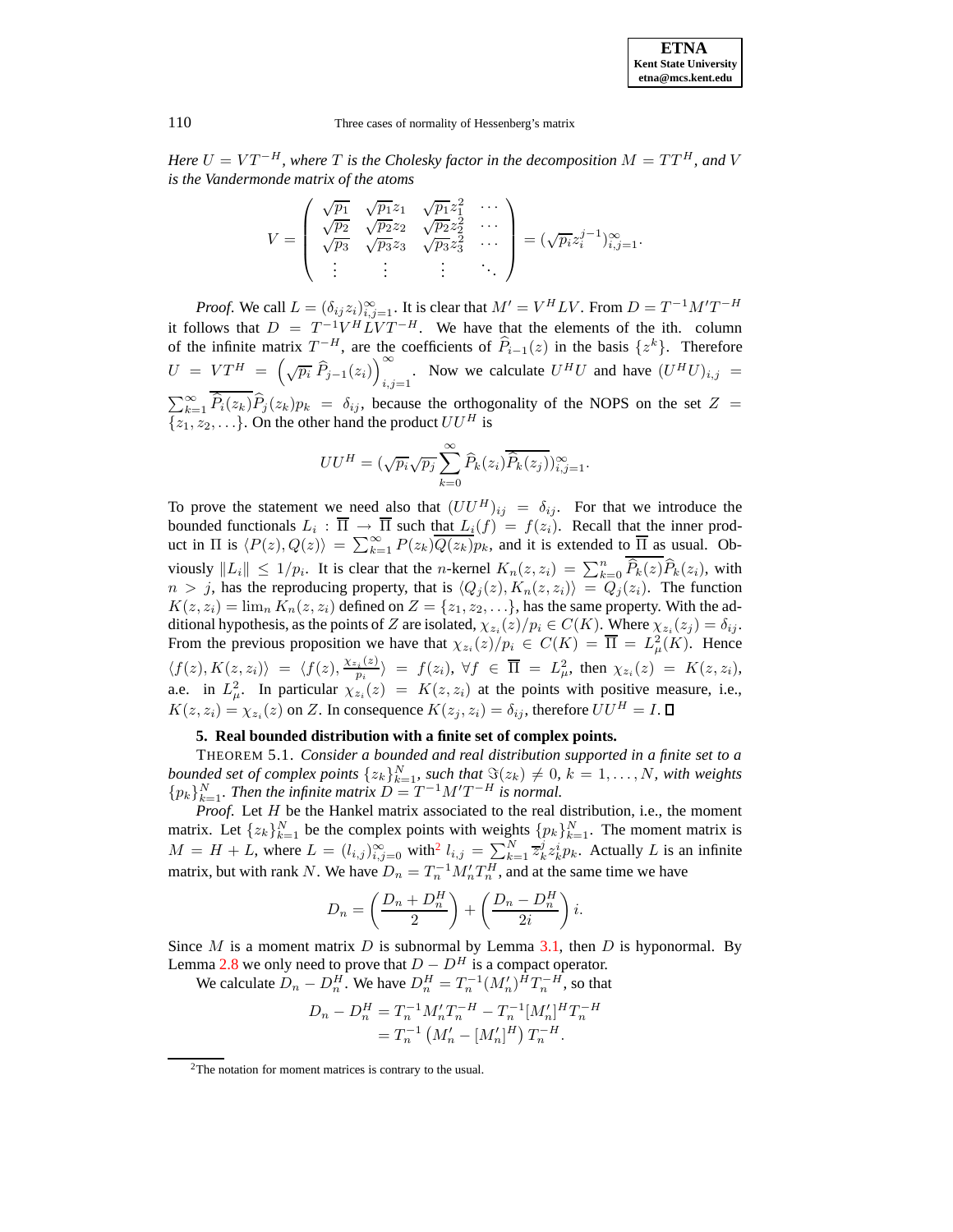*Here $U = VT^{-H}$, where $T$ is the Cholesky factor in the decomposition $M = TT^H$, and $V$ is the Vandermonde matrix of the atoms*

$$V = \begin{pmatrix} \sqrt{p_1} & \sqrt{p_1}z_1 & \sqrt{p_1}z_1^2 & \cdots \\ \sqrt{p_2} & \sqrt{p_2}z_2 & \sqrt{p_2}z_2^2 & \cdots \\ \sqrt{p_3} & \sqrt{p_3}z_3 & \sqrt{p_3}z_3^2 & \cdots \\ \vdots & \vdots & \vdots & \ddots \end{pmatrix} = (\sqrt{p_i}z_i^{j-1})_{i,j=1}^{\infty}.$$

*Proof.* We call $L = (\delta_{ij}z_i)_{i,j=1}^{\infty}$. It is clear that $M' = V^H LV$. From $D = T^{-1}M'T^{-H}$ it follows that $D = T^{-1}V^H LVT^{-H}$. We have that the elements of the ith. column of the infinite matrix $T^{-H}$, are the coefficients of $\widehat{P}_{i-1}(z)$ in the basis $\{z^k\}$. Therefore $U = VT^H = \left(\sqrt{p_i}\,\widehat{P}_{j-1}(z_i)\right)_{i,j=1}^{\infty}$. Now we calculate $U^H U$ and have $(U^H U)_{i,j} = \sum_{k=1}^{\infty}\overline{\widehat{P}_i(z_k)}\widehat{P}_j(z_k)p_k = \delta_{ij}$, because the orthogonality of the NOPS on the set $Z = \{z_1, z_2, \ldots\}$. On the other hand the product $UU^H$ is

$$UU^H = (\sqrt{p_i}\sqrt{p_j}\sum_{k=0}^{\infty}\widehat{P}_k(z_i)\overline{\widehat{P}_k(z_j)})_{i,j=1}^{\infty}.$$

To prove the statement we need also that $(UU^H)_{ij} = \delta_{ij}$. For that we introduce the bounded functionals $L_i : \overline{\Pi} \to \overline{\Pi}$ such that $L_i(f) = f(z_i)$. Recall that the inner product in $\Pi$ is $\langle P(z), Q(z)\rangle = \sum_{k=1}^{\infty} P(z_k)\overline{Q(z_k)}p_k$, and it is extended to $\overline{\Pi}$ as usual. Obviously $\|L_i\| \leq 1/p_i$. It is clear that the $n$-kernel $K_n(z, z_i) = \sum_{k=0}^{n}\overline{\widehat{P}_k(z)}\widehat{P}_k(z_i)$, with $n > j$, has the reproducing property, that is $\langle Q_j(z), K_n(z, z_i)\rangle = Q_j(z_i)$. The function $K(z, z_i) = \lim_n K_n(z, z_i)$ defined on $Z = \{z_1, z_2, \ldots\}$, has the same property. With the additional hypothesis, as the points of $Z$ are isolated, $\chi_{z_i}(z)/p_i \in C(K)$. Where $\chi_{z_i}(z_j) = \delta_{ij}$. From the previous proposition we have that $\chi_{z_i}(z)/p_i \in C(K) = \overline{\Pi} = L^2_{\mu}(K)$. Hence $\langle f(z), K(z, z_i)\rangle = \langle f(z), \frac{\chi_{z_i}(z)}{p_i}\rangle = f(z_i)$, $\forall f \in \overline{\Pi} = L^2_{\mu}$, then $\chi_{z_i}(z) = K(z, z_i)$, a.e. in $L^2_{\mu}$. In particular $\chi_{z_i}(z) = K(z, z_i)$ at the points with positive measure, i.e., $K(z, z_i) = \chi_{z_i}(z)$ on $Z$. In consequence $K(z_j, z_i) = \delta_{ij}$, therefore $UU^H = I$. ∎

## 5. Real bounded distribution with a finite set of complex points.

THEOREM 5.1. *Consider a bounded and real distribution supported in a finite set to a bounded set of complex points $\{z_k\}_{k=1}^N$, such that $\Im(z_k) \neq 0$, $k = 1, \ldots, N$, with weights $\{p_k\}_{k=1}^N$. Then the infinite matrix $D = T^{-1}M'T^{-H}$ is normal.*

*Proof.* Let $H$ be the Hankel matrix associated to the real distribution, i.e., the moment matrix. Let $\{z_k\}_{k=1}^N$ be the complex points with weights $\{p_k\}_{k=1}^N$. The moment matrix is $M = H + L$, where $L = (l_{i,j})_{i,j=0}^{\infty}$ with[2] $l_{i,j} = \sum_{k=1}^N \overline{z}_k^j z_k^i p_k$. Actually $L$ is an infinite matrix, but with rank $N$. We have $D_n = T_n^{-1}M_n'T_n^H$, and at the same time we have

$$D_n = \left(\frac{D_n + D_n^H}{2}\right) + \left(\frac{D_n - D_n^H}{2i}\right)i.$$

Since $M$ is a moment matrix $D$ is subnormal by Lemma 3.1, then $D$ is hyponormal. By Lemma 2.8 we only need to prove that $D - D^H$ is a compact operator.

We calculate $D_n - D_n^H$. We have $D_n^H = T_n^{-1}(M_n')^H T_n^{-H}$, so that

$$\begin{aligned} D_n - D_n^H &= T_n^{-1}M_n'T_n^{-H} - T_n^{-1}[M_n']^H T_n^{-H} \\ &= T_n^{-1}\left(M_n' - [M_n']^H\right)T_n^{-H}. \end{aligned}$$

[2] The notation for moment matrices is contrary to the usual.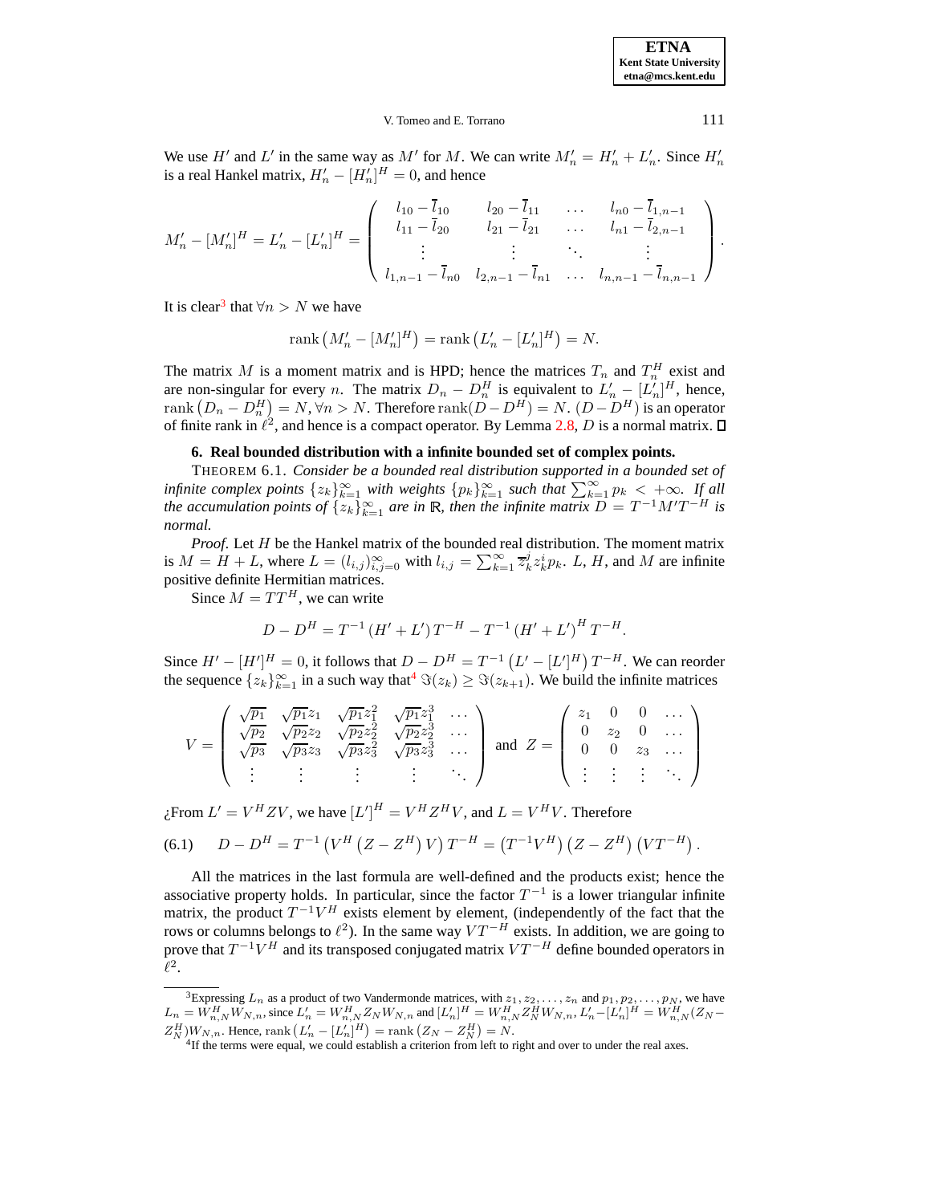We use $H'$ and $L'$ in the same way as $M'$ for $M$. We can write $M'_n = H'_n + L'_n$. Since $H'_n$ is a real Hankel matrix, $H'_n - [H'_n]^H = 0$, and hence

$$M'_n - [M'_n]^H = L'_n - [L'_n]^H = \begin{pmatrix} l_{10} - \overline{l}_{10} & l_{20} - \overline{l}_{11} & \dots & l_{n0} - \overline{l}_{1,n-1} \\ l_{11} - \overline{l}_{20} & l_{21} - \overline{l}_{21} & \dots & l_{n1} - \overline{l}_{2,n-1} \\ \vdots & \vdots & \ddots & \vdots \\ l_{1,n-1} - \overline{l}_{n0} & l_{2,n-1} - \overline{l}_{n1} & \dots & l_{n,n-1} - \overline{l}_{n,n-1} \end{pmatrix}.$$

It is clear[3] that $\forall n > N$ we have

$$\operatorname{rank}\left(M'_n - [M'_n]^H\right) = \operatorname{rank}\left(L'_n - [L'_n]^H\right) = N.$$

The matrix $M$ is a moment matrix and is HPD; hence the matrices $T_n$ and $T_n^H$ exist and are non-singular for every $n$. The matrix $D_n - D_n^H$ is equivalent to $L'_n - [L'_n]^H$, hence, $\operatorname{rank}\left(D_n - D_n^H\right) = N, \forall n > N$. Therefore $\operatorname{rank}(D - D^H) = N$. $(D - D^H)$ is an operator of finite rank in $\ell^2$, and hence is a compact operator. By Lemma 2.8, $D$ is a normal matrix. ∎

## 6. Real bounded distribution with a infinite bounded set of complex points.

THEOREM 6.1. *Consider be a bounded real distribution supported in a bounded set of infinite complex points $\{z_k\}_{k=1}^{\infty}$ with weights $\{p_k\}_{k=1}^{\infty}$ such that $\sum_{k=1}^{\infty} p_k < +\infty$. If all the accumulation points of $\{z_k\}_{k=1}^{\infty}$ are in $\mathbb{R}$, then the infinite matrix $D = T^{-1}M'T^{-H}$ is normal.*

*Proof.* Let $H$ be the Hankel matrix of the bounded real distribution. The moment matrix is $M = H + L$, where $L = (l_{i,j})_{i,j=0}^{\infty}$ with $l_{i,j} = \sum_{k=1}^{\infty} \overline{z}_k^j z_k^i p_k$. $L$, $H$, and $M$ are infinite positive definite Hermitian matrices.

Since $M = TT^H$, we can write

$$D - D^H = T^{-1}\left(H' + L'\right)T^{-H} - T^{-1}\left(H' + L'\right)^H T^{-H}.$$

Since $H' - [H']^H = 0$, it follows that $D - D^H = T^{-1}\left(L' - [L']^H\right)T^{-H}$. We can reorder the sequence $\{z_k\}_{k=1}^{\infty}$ in a such way that[4] $\Im(z_k) \geq \Im(z_{k+1})$. We build the infinite matrices

$$V = \begin{pmatrix} \sqrt{p_1} & \sqrt{p_1}z_1 & \sqrt{p_1}z_1^2 & \sqrt{p_1}z_1^3 & \dots \\ \sqrt{p_2} & \sqrt{p_2}z_2 & \sqrt{p_2}z_2^2 & \sqrt{p_2}z_2^3 & \dots \\ \sqrt{p_3} & \sqrt{p_3}z_3 & \sqrt{p_3}z_3^2 & \sqrt{p_3}z_3^3 & \dots \\ \vdots & \vdots & \vdots & \vdots & \ddots \end{pmatrix} \text{ and } Z = \begin{pmatrix} z_1 & 0 & 0 & \dots \\ 0 & z_2 & 0 & \dots \\ 0 & 0 & z_3 & \dots \\ \vdots & \vdots & \vdots & \ddots \end{pmatrix}$$

¿From $L' = V^H Z V$, we have $[L']^H = V^H Z^H V$, and $L = V^H V$. Therefore

$$D - D^H = T^{-1}\left(V^H\left(Z - Z^H\right)V\right)T^{-H} = \left(T^{-1}V^H\right)\left(Z - Z^H\right)\left(VT^{-H}\right). \tag{6.1}$$

All the matrices in the last formula are well-defined and the products exist; hence the associative property holds. In particular, since the factor $T^{-1}$ is a lower triangular infinite matrix, the product $T^{-1}V^H$ exists element by element, (independently of the fact that the rows or columns belongs to $\ell^2$). In the same way $VT^{-H}$ exists. In addition, we are going to prove that $T^{-1}V^H$ and its transposed conjugated matrix $VT^{-H}$ define bounded operators in $\ell^2$.

---

[3] Expressing $L_n$ as a product of two Vandermonde matrices, with $z_1, z_2, \dots, z_n$ and $p_1, p_2, \dots, p_N$, we have $L_n = W_{n,N}^H W_{N,n}$, since $L'_n = W_{n,N}^H Z_N W_{N,n}$ and $[L'_n]^H = W_{n,N}^H Z_N^H W_{N,n}$, $L'_n - [L'_n]^H = W_{n,N}^H (Z_N - Z_N^H) W_{N,n}$. Hence, $\operatorname{rank}\left(L'_n - [L'_n]^H\right) = \operatorname{rank}\left(Z_N - Z_N^H\right) = N$.

[4] If the terms were equal, we could establish a criterion from left to right and over to under the real axes.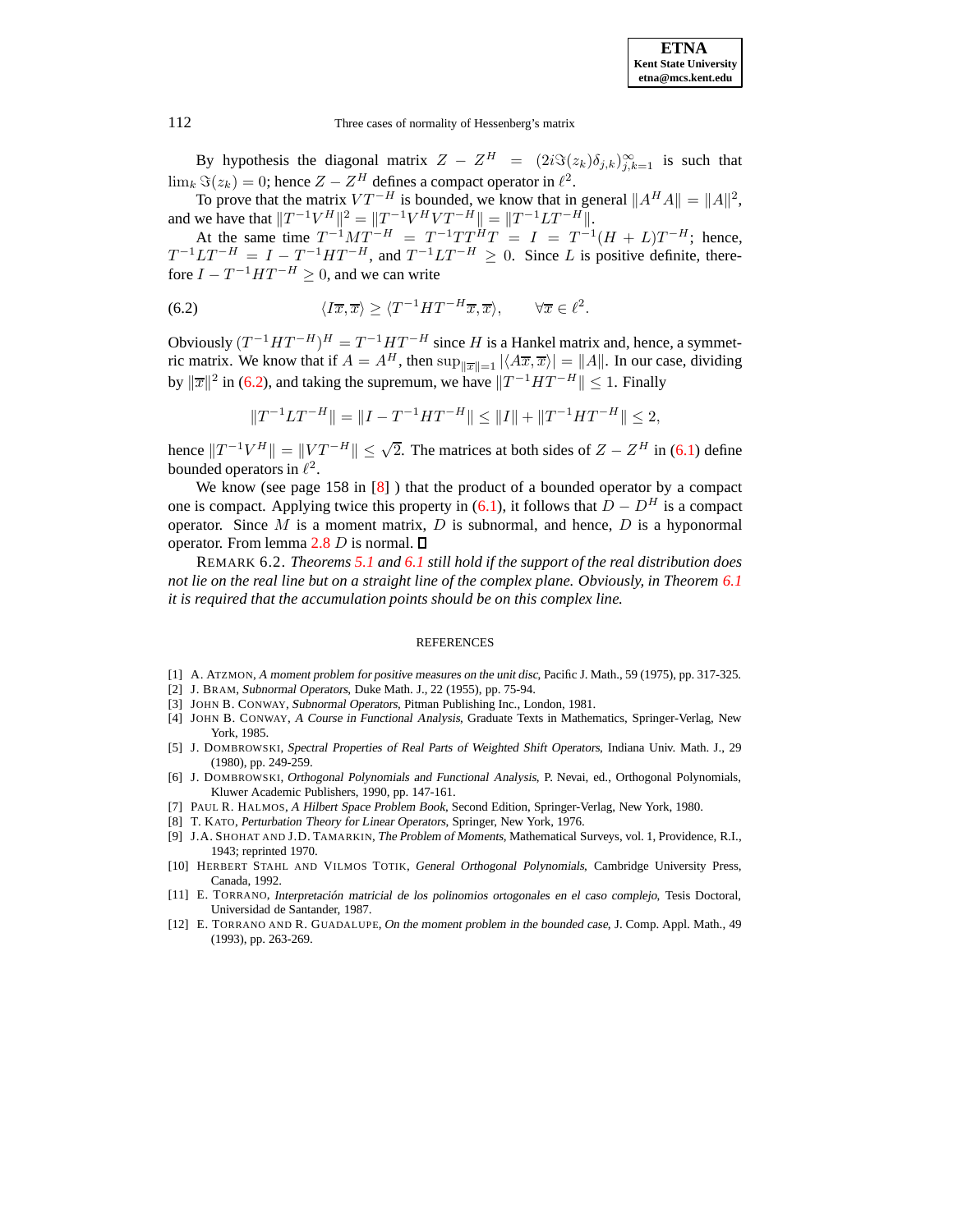By hypothesis the diagonal matrix $Z - Z^H = (2i\Im(z_k)\delta_{j,k})_{j,k=1}^{\infty}$ is such that $\lim_k \Im(z_k) = 0$; hence $Z - Z^H$ defines a compact operator in $\ell^2$.

To prove that the matrix $VT^{-H}$ is bounded, we know that in general $\|A^H A\| = \|A\|^2$, and we have that $\|T^{-1}V^H\|^2 = \|T^{-1}V^H V T^{-H}\| = \|T^{-1}LT^{-H}\|$.

At the same time $T^{-1}MT^{-H} = T^{-1}TT^H T = I = T^{-1}(H + L)T^{-H}$; hence, $T^{-1}LT^{-H} = I - T^{-1}HT^{-H}$, and $T^{-1}LT^{-H} \geq 0$. Since $L$ is positive definite, therefore $I - T^{-1}HT^{-H} \geq 0$, and we can write

$$\langle I\overline{x}, \overline{x}\rangle \geq \langle T^{-1}HT^{-H}\overline{x}, \overline{x}\rangle, \qquad \forall \overline{x} \in \ell^2. \tag{6.2}$$

Obviously $(T^{-1}HT^{-H})^H = T^{-1}HT^{-H}$ since $H$ is a Hankel matrix and, hence, a symmetric matrix. We know that if $A = A^H$, then $\sup_{\|\overline{x}\|=1} |\langle A\overline{x}, \overline{x}\rangle| = \|A\|$. In our case, dividing by $\|\overline{x}\|^2$ in (6.2), and taking the supremum, we have $\|T^{-1}HT^{-H}\| \leq 1$. Finally

$$\|T^{-1}LT^{-H}\| = \|I - T^{-1}HT^{-H}\| \leq \|I\| + \|T^{-1}HT^{-H}\| \leq 2,$$

hence $\|T^{-1}V^H\| = \|VT^{-H}\| \leq \sqrt{2}$. The matrices at both sides of $Z - Z^H$ in (6.1) define bounded operators in $\ell^2$.

We know (see page 158 in [8] ) that the product of a bounded operator by a compact one is compact. Applying twice this property in (6.1), it follows that $D - D^H$ is a compact operator. Since $M$ is a moment matrix, $D$ is subnormal, and hence, $D$ is a hyponormal operator. From lemma 2.8 $D$ is normal. □

REMARK 6.2. *Theorems 5.1 and 6.1 still hold if the support of the real distribution does not lie on the real line but on a straight line of the complex plane. Obviously, in Theorem 6.1 it is required that the accumulation points should be on this complex line.*

## REFERENCES

[1] A. ATZMON, *A moment problem for positive measures on the unit disc*, Pacific J. Math., 59 (1975), pp. 317-325.

[2] J. BRAM, *Subnormal Operators*, Duke Math. J., 22 (1955), pp. 75-94.

[3] JOHN B. CONWAY, *Subnormal Operators*, Pitman Publishing Inc., London, 1981.

[4] JOHN B. CONWAY, *A Course in Functional Analysis*, Graduate Texts in Mathematics, Springer-Verlag, New York, 1985.

[5] J. DOMBROWSKI, *Spectral Properties of Real Parts of Weighted Shift Operators*, Indiana Univ. Math. J., 29 (1980), pp. 249-259.

[6] J. DOMBROWSKI, *Orthogonal Polynomials and Functional Analysis*, P. Nevai, ed., Orthogonal Polynomials, Kluwer Academic Publishers, 1990, pp. 147-161.

[7] PAUL R. HALMOS, *A Hilbert Space Problem Book*, Second Edition, Springer-Verlag, New York, 1980.

[8] T. KATO, *Perturbation Theory for Linear Operators*, Springer, New York, 1976.

[9] J.A. SHOHAT AND J.D. TAMARKIN, *The Problem of Moments*, Mathematical Surveys, vol. 1, Providence, R.I., 1943; reprinted 1970.

[10] HERBERT STAHL AND VILMOS TOTIK, *General Orthogonal Polynomials*, Cambridge University Press, Canada, 1992.

[11] E. TORRANO, *Interpretación matricial de los polinomios ortogonales en el caso complejo*, Tesis Doctoral, Universidad de Santander, 1987.

[12] E. TORRANO AND R. GUADALUPE, *On the moment problem in the bounded case*, J. Comp. Appl. Math., 49 (1993), pp. 263-269.